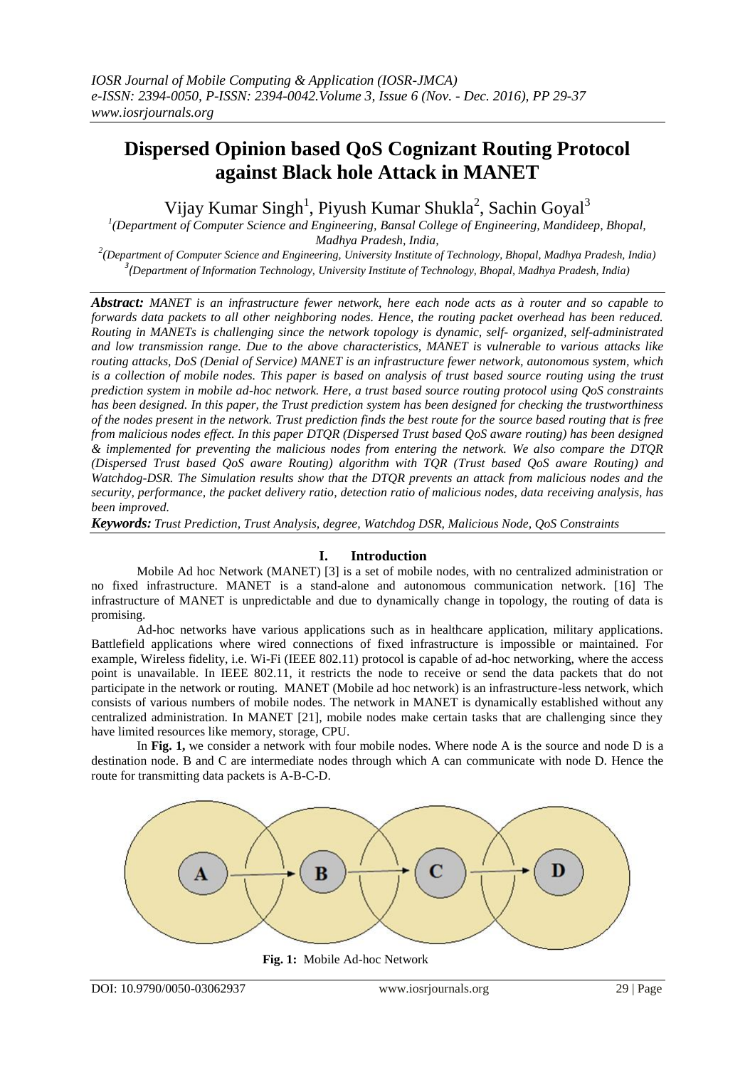# Dispersed Opinion based QoS Cognizant Routing Protocol against Black hole Attack in MANET

Vijay Kumar Singh[1], Piyush Kumar Shukla[2], Sachin Goyal[3]

[1](Department of Computer Science and Engineering, Bansal College of Engineering, Mandideep, Bhopal, Madhya Pradesh, India,

[2](Department of Computer Science and Engineering, University Institute of Technology, Bhopal, Madhya Pradesh, India)

[3](Department of Information Technology, University Institute of Technology, Bhopal, Madhya Pradesh, India)

***Abstract:*** *MANET is an infrastructure fewer network, here each node acts as à router and so capable to forwards data packets to all other neighboring nodes. Hence, the routing packet overhead has been reduced. Routing in MANETs is challenging since the network topology is dynamic, self- organized, self-administrated and low transmission range. Due to the above characteristics, MANET is vulnerable to various attacks like routing attacks, DoS (Denial of Service) MANET is an infrastructure fewer network, autonomous system, which is a collection of mobile nodes. This paper is based on analysis of trust based source routing using the trust prediction system in mobile ad-hoc network. Here, a trust based source routing protocol using QoS constraints has been designed. In this paper, the Trust prediction system has been designed for checking the trustworthiness of the nodes present in the network. Trust prediction finds the best route for the source based routing that is free from malicious nodes effect. In this paper DTQR (Dispersed Trust based QoS aware routing) has been designed & implemented for preventing the malicious nodes from entering the network. We also compare the DTQR (Dispersed Trust based QoS aware Routing) algorithm with TQR (Trust based QoS aware Routing) and Watchdog-DSR. The Simulation results show that the DTQR prevents an attack from malicious nodes and the security, performance, the packet delivery ratio, detection ratio of malicious nodes, data receiving analysis, has been improved.*

***Keywords:*** *Trust Prediction, Trust Analysis, degree, Watchdog DSR, Malicious Node, QoS Constraints*

## I. Introduction

Mobile Ad hoc Network (MANET) [3] is a set of mobile nodes, with no centralized administration or no fixed infrastructure. MANET is a stand-alone and autonomous communication network. [16] The infrastructure of MANET is unpredictable and due to dynamically change in topology, the routing of data is promising.

Ad-hoc networks have various applications such as in healthcare application, military applications. Battlefield applications where wired connections of fixed infrastructure is impossible or maintained. For example, Wireless fidelity, i.e. Wi-Fi (IEEE 802.11) protocol is capable of ad-hoc networking, where the access point is unavailable. In IEEE 802.11, it restricts the node to receive or send the data packets that do not participate in the network or routing. MANET (Mobile ad hoc network) is an infrastructure-less network, which consists of various numbers of mobile nodes. The network in MANET is dynamically established without any centralized administration. In MANET [21], mobile nodes make certain tasks that are challenging since they have limited resources like memory, storage, CPU.

In **Fig. 1,** we consider a network with four mobile nodes. Where node A is the source and node D is a destination node. B and C are intermediate nodes through which A can communicate with node D. Hence the route for transmitting data packets is A-B-C-D.

**Fig. 1:** Mobile Ad-hoc Network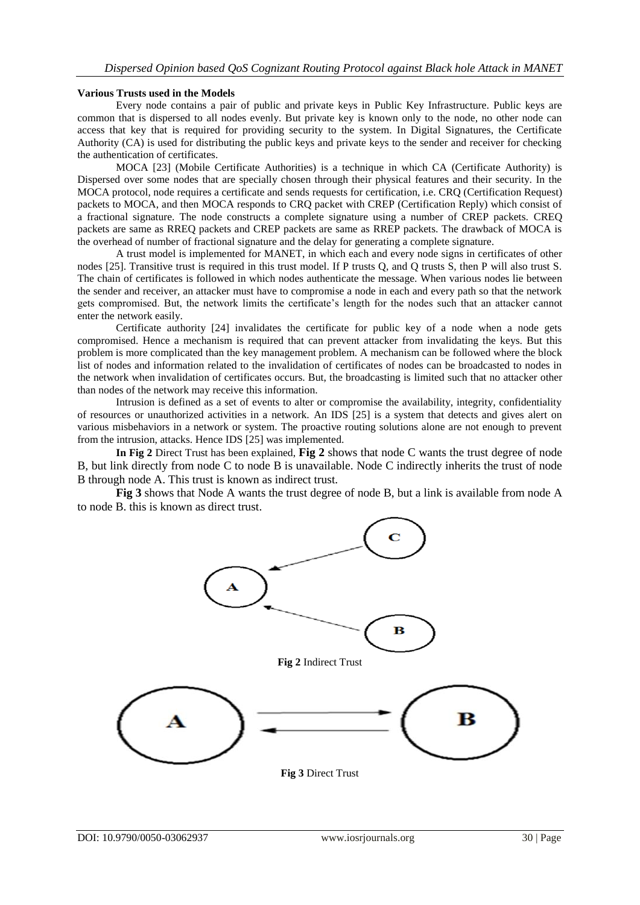**Various Trusts used in the Models**

Every node contains a pair of public and private keys in Public Key Infrastructure. Public keys are common that is dispersed to all nodes evenly. But private key is known only to the node, no other node can access that key that is required for providing security to the system. In Digital Signatures, the Certificate Authority (CA) is used for distributing the public keys and private keys to the sender and receiver for checking the authentication of certificates.

MOCA [23] (Mobile Certificate Authorities) is a technique in which CA (Certificate Authority) is Dispersed over some nodes that are specially chosen through their physical features and their security. In the MOCA protocol, node requires a certificate and sends requests for certification, i.e. CRQ (Certification Request) packets to MOCA, and then MOCA responds to CRQ packet with CREP (Certification Reply) which consist of a fractional signature. The node constructs a complete signature using a number of CREP packets. CREQ packets are same as RREQ packets and CREP packets are same as RREP packets. The drawback of MOCA is the overhead of number of fractional signature and the delay for generating a complete signature.

A trust model is implemented for MANET, in which each and every node signs in certificates of other nodes [25]. Transitive trust is required in this trust model. If P trusts Q, and Q trusts S, then P will also trust S. The chain of certificates is followed in which nodes authenticate the message. When various nodes lie between the sender and receiver, an attacker must have to compromise a node in each and every path so that the network gets compromised. But, the network limits the certificate's length for the nodes such that an attacker cannot enter the network easily.

Certificate authority [24] invalidates the certificate for public key of a node when a node gets compromised. Hence a mechanism is required that can prevent attacker from invalidating the keys. But this problem is more complicated than the key management problem. A mechanism can be followed where the block list of nodes and information related to the invalidation of certificates of nodes can be broadcasted to nodes in the network when invalidation of certificates occurs. But, the broadcasting is limited such that no attacker other than nodes of the network may receive this information.

Intrusion is defined as a set of events to alter or compromise the availability, integrity, confidentiality of resources or unauthorized activities in a network. An IDS [25] is a system that detects and gives alert on various misbehaviors in a network or system. The proactive routing solutions alone are not enough to prevent from the intrusion, attacks. Hence IDS [25] was implemented.

**In Fig 2** Direct Trust has been explained, **Fig 2** shows that node C wants the trust degree of node B, but link directly from node C to node B is unavailable. Node C indirectly inherits the trust of node B through node A. This trust is known as indirect trust.

**Fig 3** shows that Node A wants the trust degree of node B, but a link is available from node A to node B. this is known as direct trust.

**Fig 2** Indirect Trust

**Fig 3** Direct Trust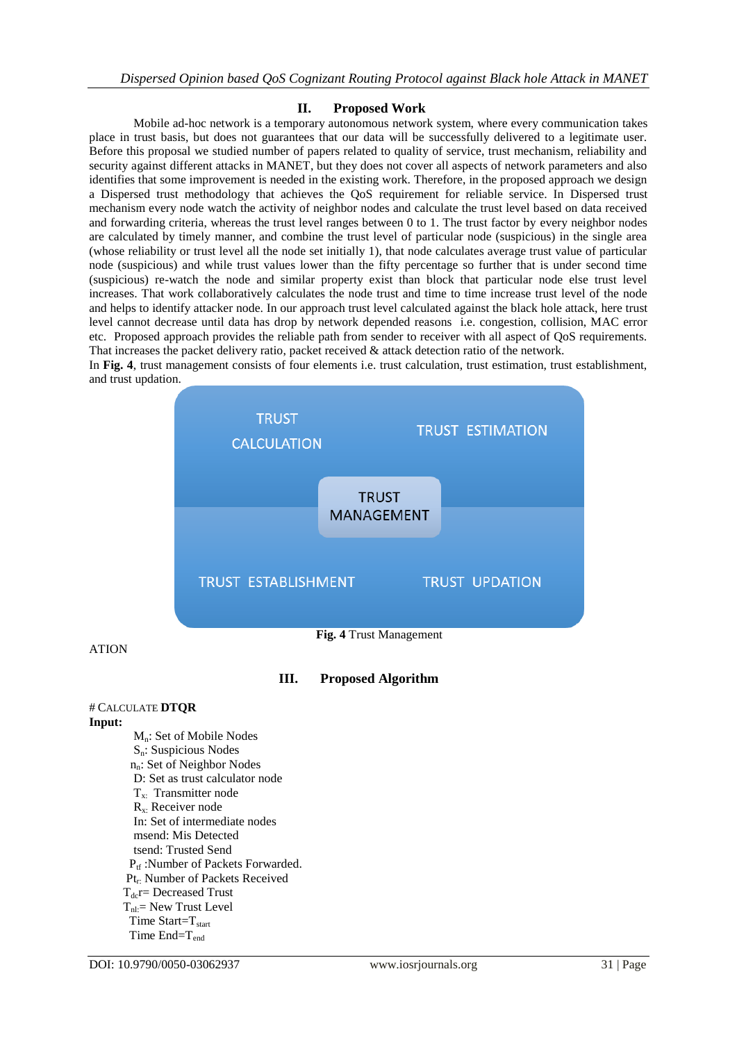## II. Proposed Work

Mobile ad-hoc network is a temporary autonomous network system, where every communication takes place in trust basis, but does not guarantees that our data will be successfully delivered to a legitimate user. Before this proposal we studied number of papers related to quality of service, trust mechanism, reliability and security against different attacks in MANET, but they does not cover all aspects of network parameters and also identifies that some improvement is needed in the existing work. Therefore, in the proposed approach we design a Dispersed trust methodology that achieves the QoS requirement for reliable service. In Dispersed trust mechanism every node watch the activity of neighbor nodes and calculate the trust level based on data received and forwarding criteria, whereas the trust level ranges between 0 to 1. The trust factor by every neighbor nodes are calculated by timely manner, and combine the trust level of particular node (suspicious) in the single area (whose reliability or trust level all the node set initially 1), that node calculates average trust value of particular node (suspicious) and while trust values lower than the fifty percentage so further that is under second time (suspicious) re-watch the node and similar property exist than block that particular node else trust level increases. That work collaboratively calculates the node trust and time to time increase trust level of the node and helps to identify attacker node. In our approach trust level calculated against the black hole attack, here trust level cannot decrease until data has drop by network depended reasons i.e. congestion, collision, MAC error etc. Proposed approach provides the reliable path from sender to receiver with all aspect of QoS requirements. That increases the packet delivery ratio, packet received & attack detection ratio of the network.

In **Fig. 4**, trust management consists of four elements i.e. trust calculation, trust estimation, trust establishment, and trust updation.

TRUST CALCULATION | TRUST ESTIMATION | TRUST MANAGEMENT | TRUST ESTABLISHMENT | TRUST UPDATION

**Fig. 4** Trust Management

ATION

## III. Proposed Algorithm

# CALCULATE **DTQR**

**Input:**

- $M_n$: Set of Mobile Nodes
- $S_n$: Suspicious Nodes
- $n_n$: Set of Neighbor Nodes
- D: Set as trust calculator node
- $T_x$: Transmitter node
- $R_x$: Receiver node
- In: Set of intermediate nodes
- msend: Mis Detected
- tsend: Trusted Send
- $P_{tf}$ :Number of Packets Forwarded.
- $Pt_r$: Number of Packets Received
- $T_{dc}r$= Decreased Trust
- $T_{nl}$= New Trust Level
- Time Start=$T_{start}$
- Time End=$T_{end}$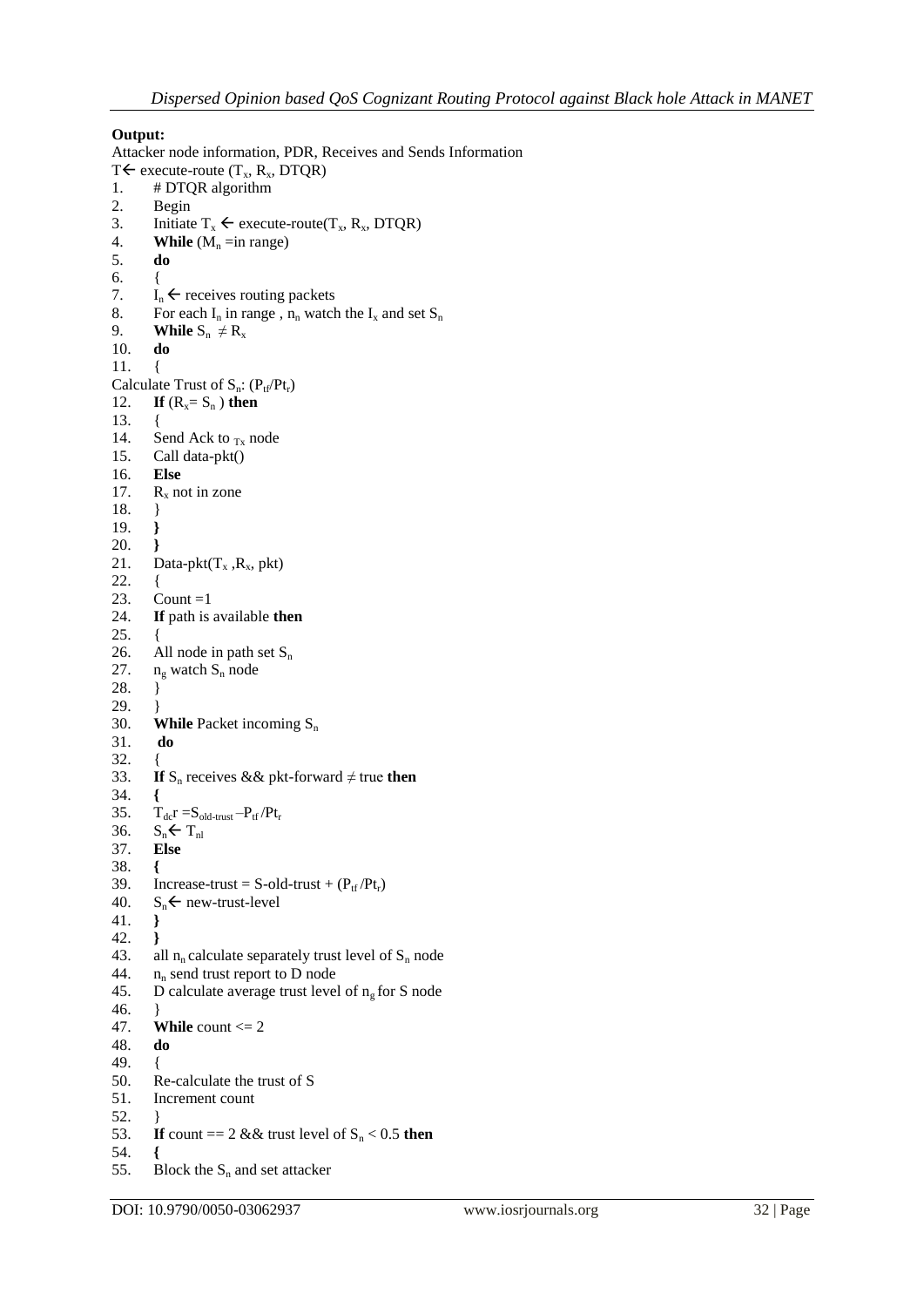**Output:**

Attacker node information, PDR, Receives and Sends Information

$T \leftarrow$ execute-route ($T_x$, $R_x$, DTQR)

1. # DTQR algorithm
2. Begin
3. Initiate $T_x \leftarrow$ execute-route($T_x$, $R_x$, DTQR)
4. **While** ($M_n$ =in range)
5. **do**
6. {
7. $I_n \leftarrow$ receives routing packets
8. For each $I_n$ in range , $n_n$ watch the $I_x$ and set $S_n$
9. **While** $S_n \neq R_x$
10. **do**
11. {

Calculate Trust of $S_n$: ($P_{tf}/Pt_r$)

12. **If** ($R_x$= $S_n$ ) **then**
13. {
14. Send Ack to $_{Tx}$ node
15. Call data-pkt()
16. **Else**
17. $R_x$ not in zone
18. }
19. **}**
20. **}**
21. Data-pkt($T_x$ ,$R_x$, pkt)
22. {
23. Count =1
24. **If** path is available **then**
25. {
26. All node in path set $S_n$
27. $n_g$ watch $S_n$ node
28. }
29. }
30. **While** Packet incoming $S_n$
31. **do**
32. {
33. **If** $S_n$ receives && pkt-forward $\neq$ true **then**
34. **{**
35. $T_{dc}r = S_{old\text{-}trust} - P_{tf}/Pt_r$
36. $S_n \leftarrow T_{nl}$
37. **Else**
38. **{**
39. Increase-trust = S-old-trust + ($P_{tf}/Pt_r$)
40. $S_n \leftarrow$ new-trust-level
41. **}**
42. **}**
43. all $n_n$ calculate separately trust level of $S_n$ node
44. $n_n$ send trust report to D node
45. D calculate average trust level of $n_g$ for S node
46. }
47. **While** count <= 2
48. **do**
49. {
50. Re-calculate the trust of S
51. Increment count
52. }
53. **If** count == 2 && trust level of $S_n$ < 0.5 **then**
54. **{**
55. Block the $S_n$ and set attacker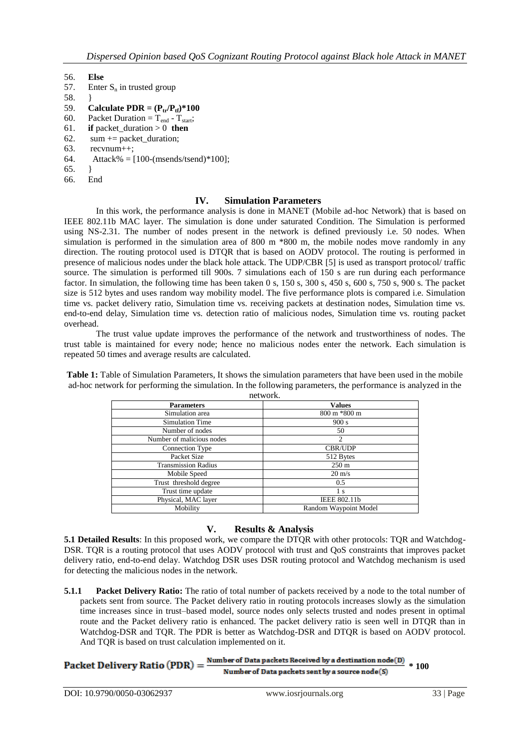56. **Else**
57. Enter $S_n$ in trusted group
58. }
59. **Calculate PDR = $(P_{tr}/P_{tf})$*100**
60. Packet Duration = $T_{end}$ - $T_{start}$;
61. **if** packet_duration > 0 **then**
62. sum += packet_duration;
63. recvnum++;
64. Attack% = [100-(msends/tsend)*100];
65. }
66. End

## IV. Simulation Parameters

In this work, the performance analysis is done in MANET (Mobile ad-hoc Network) that is based on IEEE 802.11b MAC layer. The simulation is done under saturated Condition. The Simulation is performed using NS-2.31. The number of nodes present in the network is defined previously i.e. 50 nodes. When simulation is performed in the simulation area of 800 m *800 m, the mobile nodes move randomly in any direction. The routing protocol used is DTQR that is based on AODV protocol. The routing is performed in presence of malicious nodes under the black hole attack. The UDP/CBR [5] is used as transport protocol/ traffic source. The simulation is performed till 900s. 7 simulations each of 150 s are run during each performance factor. In simulation, the following time has been taken 0 s, 150 s, 300 s, 450 s, 600 s, 750 s, 900 s. The packet size is 512 bytes and uses random way mobility model. The five performance plots is compared i.e. Simulation time vs. packet delivery ratio, Simulation time vs. receiving packets at destination nodes, Simulation time vs. end-to-end delay, Simulation time vs. detection ratio of malicious nodes, Simulation time vs. routing packet overhead.

The trust value update improves the performance of the network and trustworthiness of nodes. The trust table is maintained for every node; hence no malicious nodes enter the network. Each simulation is repeated 50 times and average results are calculated.

**Table 1:** Table of Simulation Parameters, It shows the simulation parameters that have been used in the mobile ad-hoc network for performing the simulation. In the following parameters, the performance is analyzed in the network.

| **Parameters** | **Values** |
|---|---|
| Simulation area | 800 m *800 m |
| Simulation Time | 900 s |
| Number of nodes | 50 |
| Number of malicious nodes | 2 |
| Connection Type | CBR/UDP |
| Packet Size | 512 Bytes |
| Transmission Radius | 250 m |
| Mobile Speed | 20 m/s |
| Trust threshold degree | 0.5 |
| Trust time update | 1 s |
| Physical, MAC layer | IEEE 802.11b |
| Mobility | Random Waypoint Model |

## V. Results & Analysis

**5.1 Detailed Results**: In this proposed work, we compare the DTQR with other protocols: TQR and Watchdog-DSR. TQR is a routing protocol that uses AODV protocol with trust and QoS constraints that improves packet delivery ratio, end-to-end delay. Watchdog DSR uses DSR routing protocol and Watchdog mechanism is used for detecting the malicious nodes in the network.

**5.1.1 Packet Delivery Ratio:** The ratio of total number of packets received by a node to the total number of packets sent from source. The Packet delivery ratio in routing protocols increases slowly as the simulation time increases since in trust–based model, source nodes only selects trusted and nodes present in optimal route and the Packet delivery ratio is enhanced. The packet delivery ratio is seen well in DTQR than in Watchdog-DSR and TQR. The PDR is better as Watchdog-DSR and DTQR is based on AODV protocol. And TQR is based on trust calculation implemented on it.

$$\textbf{Packet Delivery Ratio (PDR)} = \frac{\text{Number of Data packets Received by a destination node(D)}}{\text{Number of Data packets sent by a source node(S)}} * 100$$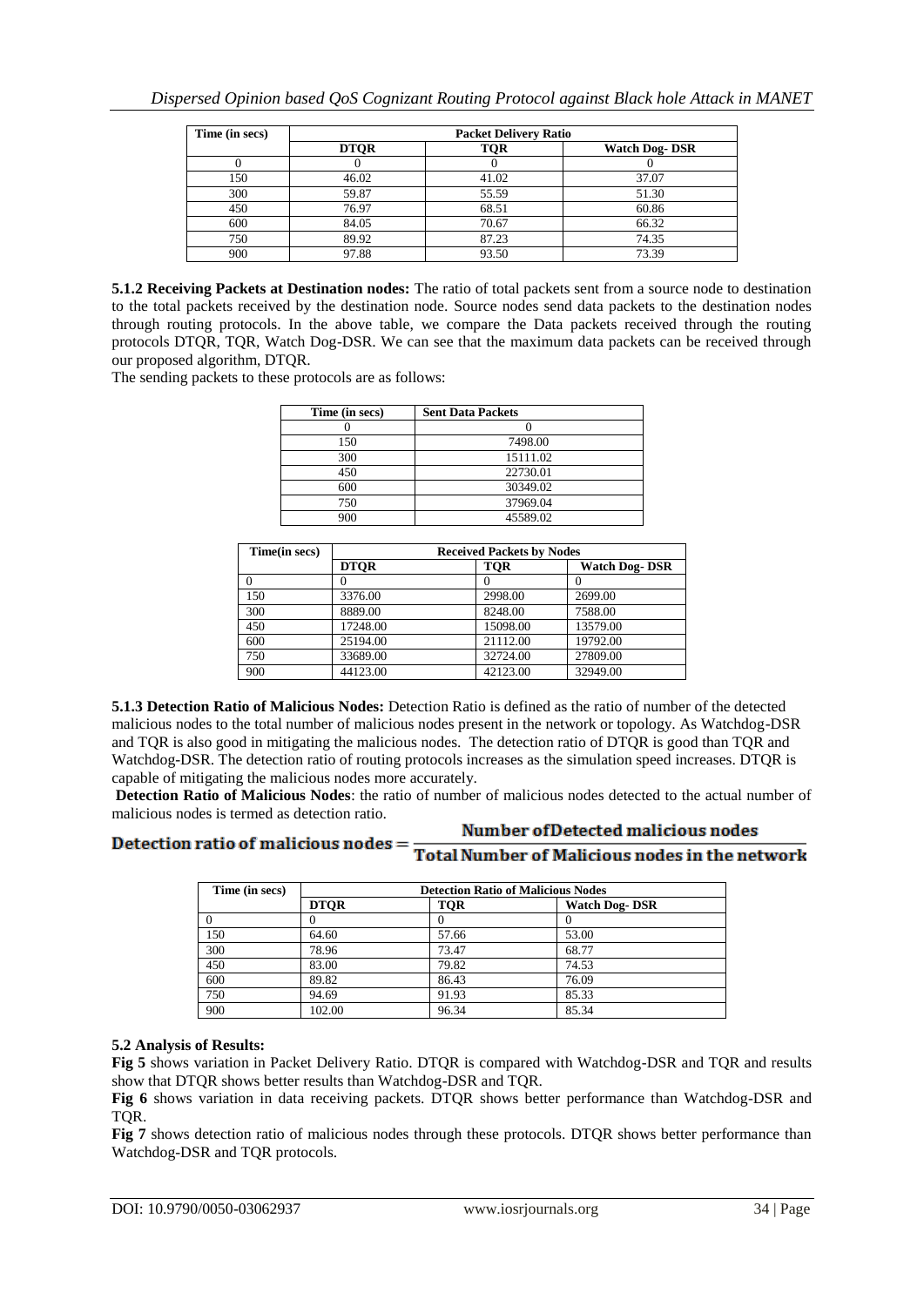| Time (in secs) | Packet Delivery Ratio | | |
|---|---|---|---|
| | DTQR | TQR | Watch Dog- DSR |
| 0 | 0 | 0 | 0 |
| 150 | 46.02 | 41.02 | 37.07 |
| 300 | 59.87 | 55.59 | 51.30 |
| 450 | 76.97 | 68.51 | 60.86 |
| 600 | 84.05 | 70.67 | 66.32 |
| 750 | 89.92 | 87.23 | 74.35 |
| 900 | 97.88 | 93.50 | 73.39 |

**5.1.2 Receiving Packets at Destination nodes:** The ratio of total packets sent from a source node to destination to the total packets received by the destination node. Source nodes send data packets to the destination nodes through routing protocols. In the above table, we compare the Data packets received through the routing protocols DTQR, TQR, Watch Dog-DSR. We can see that the maximum data packets can be received through our proposed algorithm, DTQR.

The sending packets to these protocols are as follows:

| Time (in secs) | Sent Data Packets |
|---|---|
| 0 | 0 |
| 150 | 7498.00 |
| 300 | 15111.02 |
| 450 | 22730.01 |
| 600 | 30349.02 |
| 750 | 37969.04 |
| 900 | 45589.02 |

| Time(in secs) | Received Packets by Nodes | | |
|---|---|---|---|
| | DTQR | TQR | Watch Dog- DSR |
| 0 | 0 | 0 | 0 |
| 150 | 3376.00 | 2998.00 | 2699.00 |
| 300 | 8889.00 | 8248.00 | 7588.00 |
| 450 | 17248.00 | 15098.00 | 13579.00 |
| 600 | 25194.00 | 21112.00 | 19792.00 |
| 750 | 33689.00 | 32724.00 | 27809.00 |
| 900 | 44123.00 | 42123.00 | 32949.00 |

**5.1.3 Detection Ratio of Malicious Nodes:** Detection Ratio is defined as the ratio of number of the detected malicious nodes to the total number of malicious nodes present in the network or topology. As Watchdog-DSR and TQR is also good in mitigating the malicious nodes. The detection ratio of DTQR is good than TQR and Watchdog-DSR. The detection ratio of routing protocols increases as the simulation speed increases. DTQR is capable of mitigating the malicious nodes more accurately.

**Detection Ratio of Malicious Nodes**: the ratio of number of malicious nodes detected to the actual number of malicious nodes is termed as detection ratio.

$$\text{Detection ratio of malicious nodes} = \frac{\text{Number ofDetected malicious nodes}}{\text{Total Number of Malicious nodes in the network}}$$

| Time (in secs) | Detection Ratio of Malicious Nodes | | |
|---|---|---|---|
| | DTQR | TQR | Watch Dog- DSR |
| 0 | 0 | 0 | 0 |
| 150 | 64.60 | 57.66 | 53.00 |
| 300 | 78.96 | 73.47 | 68.77 |
| 450 | 83.00 | 79.82 | 74.53 |
| 600 | 89.82 | 86.43 | 76.09 |
| 750 | 94.69 | 91.93 | 85.33 |
| 900 | 102.00 | 96.34 | 85.34 |

### 5.2 Analysis of Results:

**Fig 5** shows variation in Packet Delivery Ratio. DTQR is compared with Watchdog-DSR and TQR and results show that DTQR shows better results than Watchdog-DSR and TQR.

**Fig 6** shows variation in data receiving packets. DTQR shows better performance than Watchdog-DSR and TQR.

**Fig 7** shows detection ratio of malicious nodes through these protocols. DTQR shows better performance than Watchdog-DSR and TQR protocols.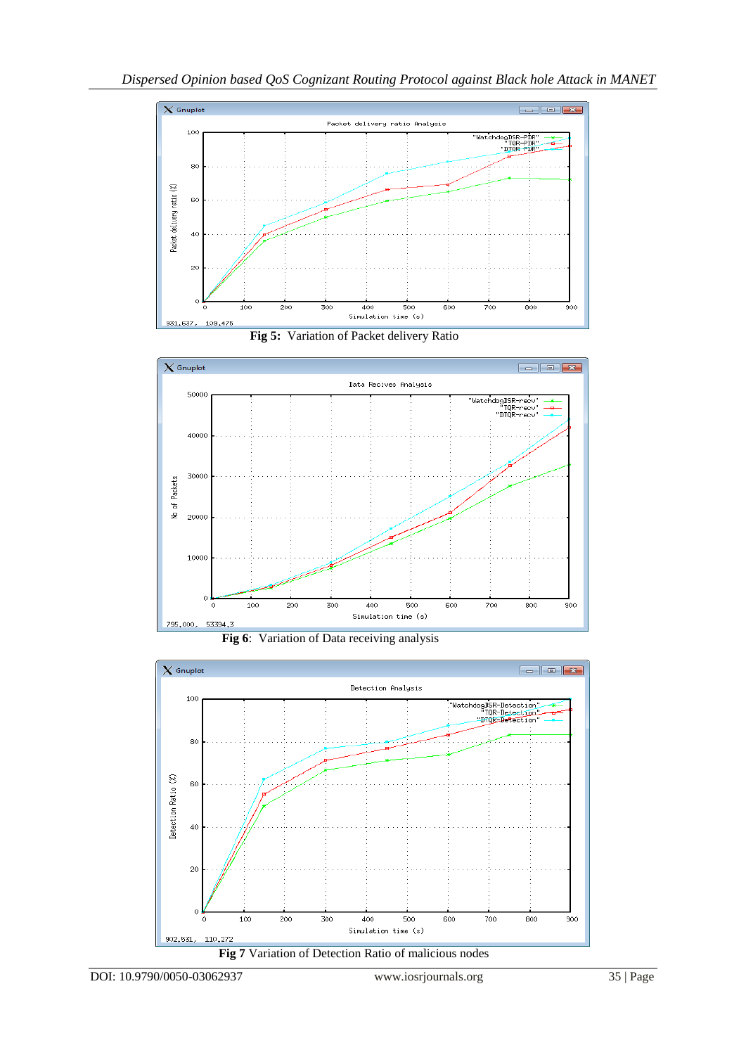Fig 5: Variation of Packet delivery Ratio

Fig 6: Variation of Data receiving analysis

Fig 7 Variation of Detection Ratio of malicious nodes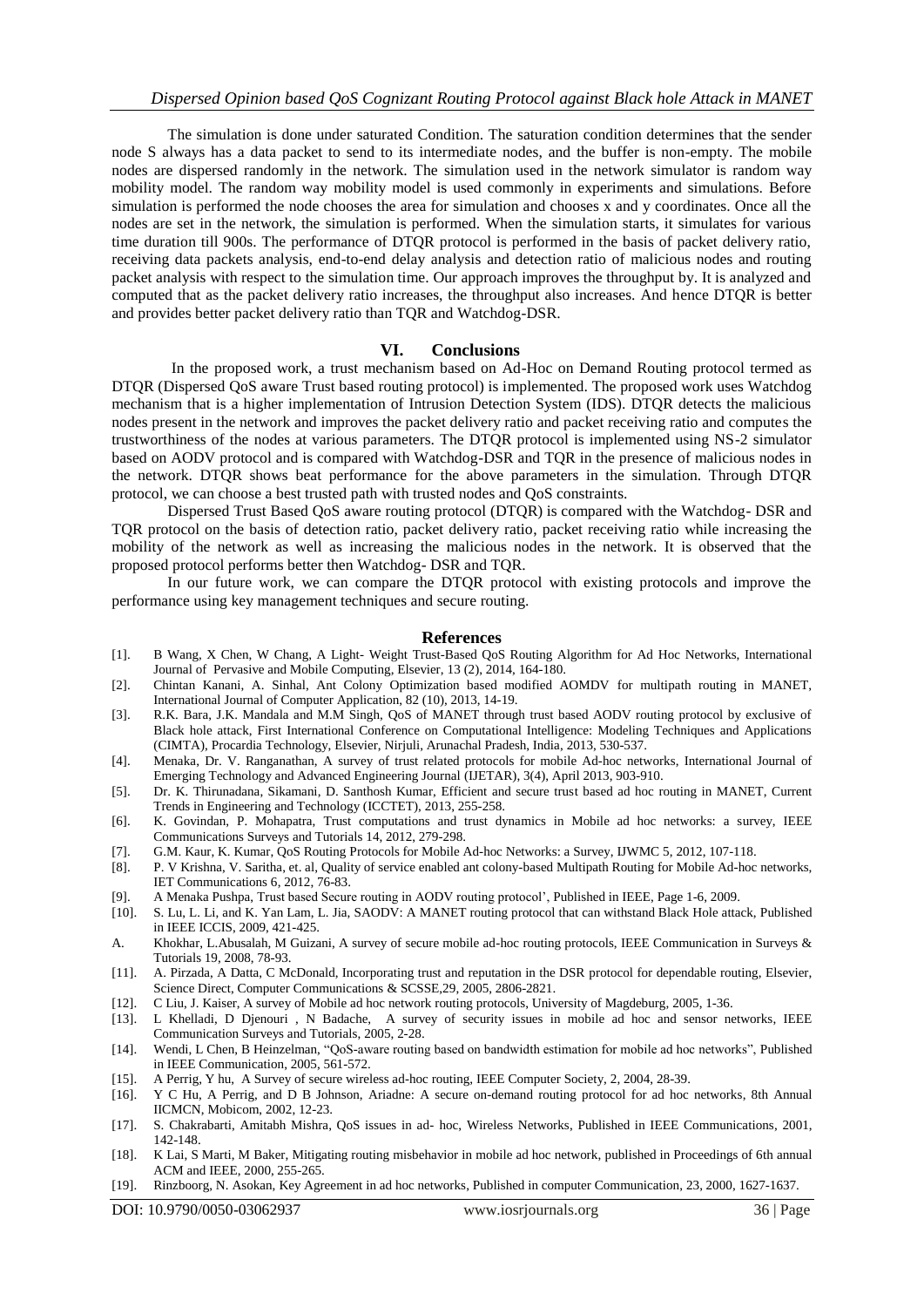The simulation is done under saturated Condition. The saturation condition determines that the sender node S always has a data packet to send to its intermediate nodes, and the buffer is non-empty. The mobile nodes are dispersed randomly in the network. The simulation used in the network simulator is random way mobility model. The random way mobility model is used commonly in experiments and simulations. Before simulation is performed the node chooses the area for simulation and chooses x and y coordinates. Once all the nodes are set in the network, the simulation is performed. When the simulation starts, it simulates for various time duration till 900s. The performance of DTQR protocol is performed in the basis of packet delivery ratio, receiving data packets analysis, end-to-end delay analysis and detection ratio of malicious nodes and routing packet analysis with respect to the simulation time. Our approach improves the throughput by. It is analyzed and computed that as the packet delivery ratio increases, the throughput also increases. And hence DTQR is better and provides better packet delivery ratio than TQR and Watchdog-DSR.

## VI. Conclusions

In the proposed work, a trust mechanism based on Ad-Hoc on Demand Routing protocol termed as DTQR (Dispersed QoS aware Trust based routing protocol) is implemented. The proposed work uses Watchdog mechanism that is a higher implementation of Intrusion Detection System (IDS). DTQR detects the malicious nodes present in the network and improves the packet delivery ratio and packet receiving ratio and computes the trustworthiness of the nodes at various parameters. The DTQR protocol is implemented using NS-2 simulator based on AODV protocol and is compared with Watchdog-DSR and TQR in the presence of malicious nodes in the network. DTQR shows beat performance for the above parameters in the simulation. Through DTQR protocol, we can choose a best trusted path with trusted nodes and QoS constraints.

Dispersed Trust Based QoS aware routing protocol (DTQR) is compared with the Watchdog- DSR and TQR protocol on the basis of detection ratio, packet delivery ratio, packet receiving ratio while increasing the mobility of the network as well as increasing the malicious nodes in the network. It is observed that the proposed protocol performs better then Watchdog- DSR and TQR.

In our future work, we can compare the DTQR protocol with existing protocols and improve the performance using key management techniques and secure routing.

## References

[1]. B Wang, X Chen, W Chang, A Light- Weight Trust-Based QoS Routing Algorithm for Ad Hoc Networks, International Journal of Pervasive and Mobile Computing, Elsevier, 13 (2), 2014, 164-180.

[2]. Chintan Kanani, A. Sinhal, Ant Colony Optimization based modified AOMDV for multipath routing in MANET, International Journal of Computer Application, 82 (10), 2013, 14-19.

[3]. R.K. Bara, J.K. Mandala and M.M Singh, QoS of MANET through trust based AODV routing protocol by exclusive of Black hole attack, First International Conference on Computational Intelligence: Modeling Techniques and Applications (CIMTA), Procardia Technology, Elsevier, Nirjuli, Arunachal Pradesh, India, 2013, 530-537.

[4]. Menaka, Dr. V. Ranganathan, A survey of trust related protocols for mobile Ad-hoc networks, International Journal of Emerging Technology and Advanced Engineering Journal (IJETAR), 3(4), April 2013, 903-910.

[5]. Dr. K. Thirunadana, Sikamani, D. Santhosh Kumar, Efficient and secure trust based ad hoc routing in MANET, Current Trends in Engineering and Technology (ICCTET), 2013, 255-258.

[6]. K. Govindan, P. Mohapatra, Trust computations and trust dynamics in Mobile ad hoc networks: a survey, IEEE Communications Surveys and Tutorials 14, 2012, 279-298.

[7]. G.M. Kaur, K. Kumar, QoS Routing Protocols for Mobile Ad-hoc Networks: a Survey, IJWMC 5, 2012, 107-118.

[8]. P. V Krishna, V. Saritha, et. al, Quality of service enabled ant colony-based Multipath Routing for Mobile Ad-hoc networks, IET Communications 6, 2012, 76-83.

[9]. A Menaka Pushpa, Trust based Secure routing in AODV routing protocol', Published in IEEE, Page 1-6, 2009.

[10]. S. Lu, L. Li, and K. Yan Lam, L. Jia, SAODV: A MANET routing protocol that can withstand Black Hole attack, Published in IEEE ICCIS, 2009, 421-425.

A. Khokhar, L.Abusalah, M Guizani, A survey of secure mobile ad-hoc routing protocols, IEEE Communication in Surveys & Tutorials 19, 2008, 78-93.

[11]. A. Pirzada, A Datta, C McDonald, Incorporating trust and reputation in the DSR protocol for dependable routing, Elsevier, Science Direct, Computer Communications & SCSSE,29, 2005, 2806-2821.

[12]. C Liu, J. Kaiser, A survey of Mobile ad hoc network routing protocols, University of Magdeburg, 2005, 1-36.

[13]. L Khelladi, D Djenouri , N Badache, A survey of security issues in mobile ad hoc and sensor networks, IEEE Communication Surveys and Tutorials, 2005, 2-28.

[14]. Wendi, L Chen, B Heinzelman, "QoS-aware routing based on bandwidth estimation for mobile ad hoc networks", Published in IEEE Communication, 2005, 561-572.

[15]. A Perrig, Y hu, A Survey of secure wireless ad-hoc routing, IEEE Computer Society, 2, 2004, 28-39.

[16]. Y C Hu, A Perrig, and D B Johnson, Ariadne: A secure on-demand routing protocol for ad hoc networks, 8th Annual IICMCN, Mobicom, 2002, 12-23.

[17]. S. Chakrabarti, Amitabh Mishra, QoS issues in ad- hoc, Wireless Networks, Published in IEEE Communications, 2001, 142-148.

[18]. K Lai, S Marti, M Baker, Mitigating routing misbehavior in mobile ad hoc network, published in Proceedings of 6th annual ACM and IEEE, 2000, 255-265.

[19]. Rinzboorg, N. Asokan, Key Agreement in ad hoc networks, Published in computer Communication, 23, 2000, 1627-1637.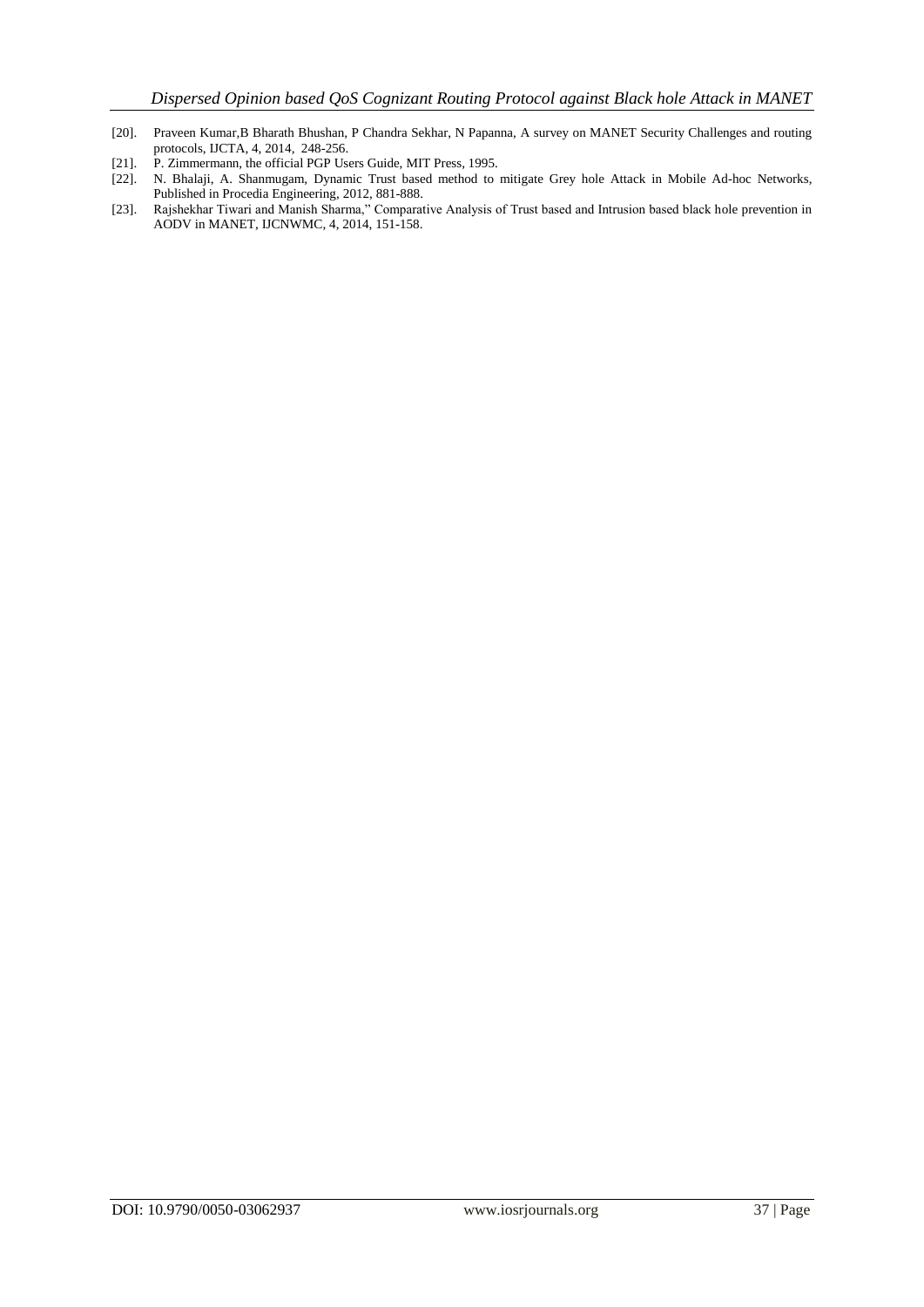[20]. Praveen Kumar,B Bharath Bhushan, P Chandra Sekhar, N Papanna, A survey on MANET Security Challenges and routing protocols, IJCTA, 4, 2014, 248-256.

[21]. P. Zimmermann, the official PGP Users Guide, MIT Press, 1995.

[22]. N. Bhalaji, A. Shanmugam, Dynamic Trust based method to mitigate Grey hole Attack in Mobile Ad-hoc Networks, Published in Procedia Engineering, 2012, 881-888.

[23]. Rajshekhar Tiwari and Manish Sharma," Comparative Analysis of Trust based and Intrusion based black hole prevention in AODV in MANET, IJCNWMC, 4, 2014, 151-158.